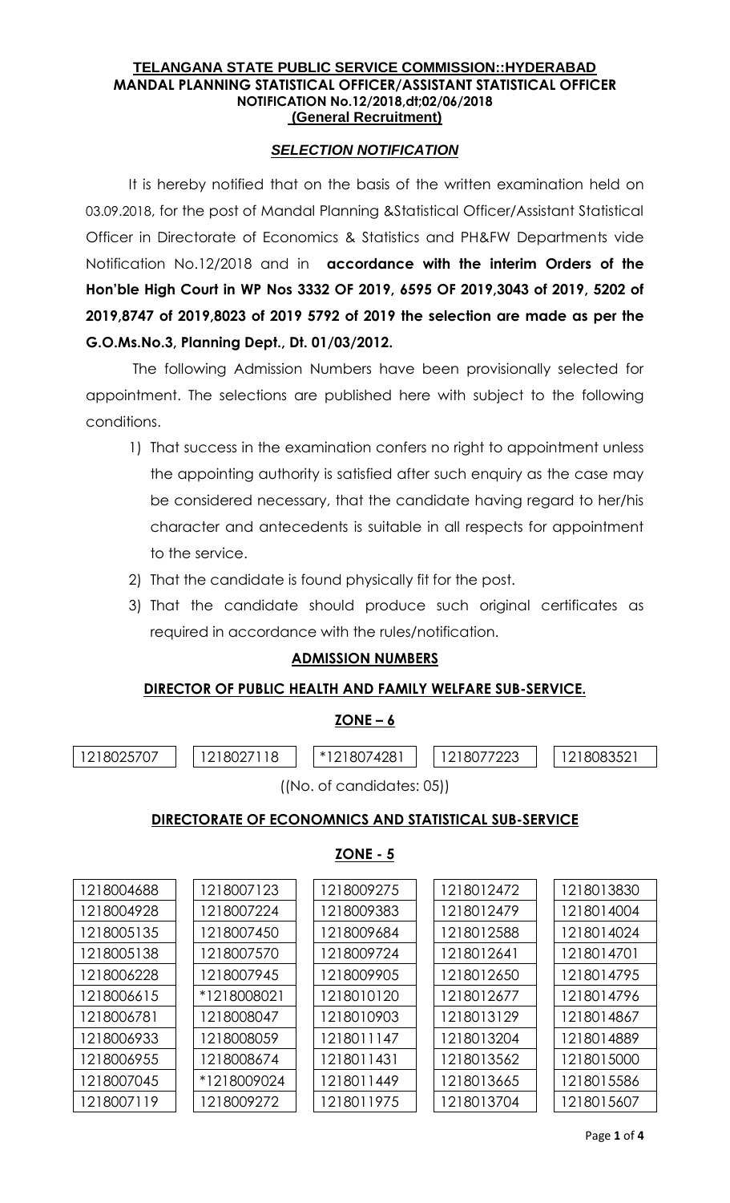**TELANGANA STATE PUBLIC SERVICE COMMISSION::HYDERABAD**
**MANDAL PLANNING STATISTICAL OFFICER/ASSISTANT STATISTICAL OFFICER**
**NOTIFICATION No.12/2018,dt;02/06/2018**
**(General Recruitment)**

***SELECTION NOTIFICATION***

It is hereby notified that on the basis of the written examination held on 03.09.2018, for the post of Mandal Planning &Statistical Officer/Assistant Statistical Officer in Directorate of Economics & Statistics and PH&FW Departments vide Notification No.12/2018 and in **accordance with the interim Orders of the Hon'ble High Court in WP Nos 3332 OF 2019, 6595 OF 2019,3043 of 2019, 5202 of 2019,8747 of 2019,8023 of 2019 5792 of 2019 the selection are made as per the G.O.Ms.No.3, Planning Dept., Dt. 01/03/2012.**

The following Admission Numbers have been provisionally selected for appointment. The selections are published here with subject to the following conditions.

1) That success in the examination confers no right to appointment unless the appointing authority is satisfied after such enquiry as the case may be considered necessary, that the candidate having regard to her/his character and antecedents is suitable in all respects for appointment to the service.
2) That the candidate is found physically fit for the post.
3) That the candidate should produce such original certificates as required in accordance with the rules/notification.

**ADMISSION NUMBERS**

**DIRECTOR OF PUBLIC HEALTH AND FAMILY WELFARE SUB-SERVICE.**

**ZONE – 6**

| | | | | |
|---|---|---|---|---|
| 1218025707 | 1218027118 | *1218074281 | 1218077223 | 1218083521 |

((No. of candidates: 05))

**DIRECTORATE OF ECONOMNICS AND STATISTICAL SUB-SERVICE**

**ZONE - 5**

| | | | | |
|---|---|---|---|---|
| 1218004688 | 1218007123 | 1218009275 | 1218012472 | 1218013830 |
| 1218004928 | 1218007224 | 1218009383 | 1218012479 | 1218014004 |
| 1218005135 | 1218007450 | 1218009684 | 1218012588 | 1218014024 |
| 1218005138 | 1218007570 | 1218009724 | 1218012641 | 1218014701 |
| 1218006228 | 1218007945 | 1218009905 | 1218012650 | 1218014795 |
| 1218006615 | *1218008021 | 1218010120 | 1218012677 | 1218014796 |
| 1218006781 | 1218008047 | 1218010903 | 1218013129 | 1218014867 |
| 1218006933 | 1218008059 | 1218011147 | 1218013204 | 1218014889 |
| 1218006955 | 1218008674 | 1218011431 | 1218013562 | 1218015000 |
| 1218007045 | *1218009024 | 1218011449 | 1218013665 | 1218015586 |
| 1218007119 | 1218009272 | 1218011975 | 1218013704 | 1218015607 |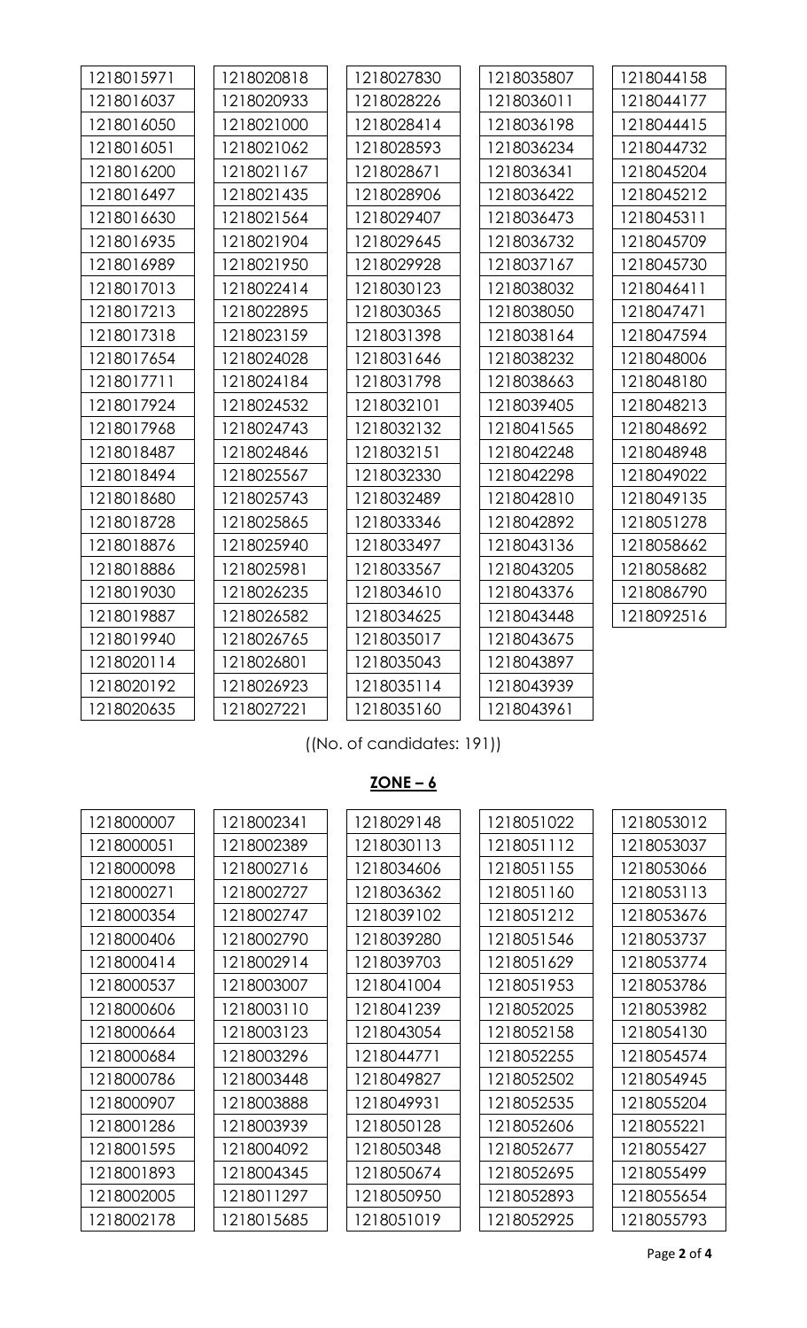| | | | | |
|---|---|---|---|---|
| 1218015971 | 1218020818 | 1218027830 | 1218035807 | 1218044158 |
| 1218016037 | 1218020933 | 1218028226 | 1218036011 | 1218044177 |
| 1218016050 | 1218021000 | 1218028414 | 1218036198 | 1218044415 |
| 1218016051 | 1218021062 | 1218028593 | 1218036234 | 1218044732 |
| 1218016200 | 1218021167 | 1218028671 | 1218036341 | 1218045204 |
| 1218016497 | 1218021435 | 1218028906 | 1218036422 | 1218045212 |
| 1218016630 | 1218021564 | 1218029407 | 1218036473 | 1218045311 |
| 1218016935 | 1218021904 | 1218029645 | 1218036732 | 1218045709 |
| 1218016989 | 1218021950 | 1218029928 | 1218037167 | 1218045730 |
| 1218017013 | 1218022414 | 1218030123 | 1218038032 | 1218046411 |
| 1218017213 | 1218022895 | 1218030365 | 1218038050 | 1218047471 |
| 1218017318 | 1218023159 | 1218031398 | 1218038164 | 1218047594 |
| 1218017654 | 1218024028 | 1218031646 | 1218038232 | 1218048006 |
| 1218017711 | 1218024184 | 1218031798 | 1218038663 | 1218048180 |
| 1218017924 | 1218024532 | 1218032101 | 1218039405 | 1218048213 |
| 1218017968 | 1218024743 | 1218032132 | 1218041565 | 1218048692 |
| 1218018487 | 1218024846 | 1218032151 | 1218042248 | 1218048948 |
| 1218018494 | 1218025567 | 1218032330 | 1218042298 | 1218049022 |
| 1218018680 | 1218025743 | 1218032489 | 1218042810 | 1218049135 |
| 1218018728 | 1218025865 | 1218033346 | 1218042892 | 1218051278 |
| 1218018876 | 1218025940 | 1218033497 | 1218043136 | 1218058662 |
| 1218018886 | 1218025981 | 1218033567 | 1218043205 | 1218058682 |
| 1218019030 | 1218026235 | 1218034610 | 1218043376 | 1218086790 |
| 1218019887 | 1218026582 | 1218034625 | 1218043448 | 1218092516 |
| 1218019940 | 1218026765 | 1218035017 | 1218043675 | |
| 1218020114 | 1218026801 | 1218035043 | 1218043897 | |
| 1218020192 | 1218026923 | 1218035114 | 1218043939 | |
| 1218020635 | 1218027221 | 1218035160 | 1218043961 | |

((No. of candidates: 191))

## ZONE – 6

| | | | | |
|---|---|---|---|---|
| 1218000007 | 1218002341 | 1218029148 | 1218051022 | 1218053012 |
| 1218000051 | 1218002389 | 1218030113 | 1218051112 | 1218053037 |
| 1218000098 | 1218002716 | 1218034606 | 1218051155 | 1218053066 |
| 1218000271 | 1218002727 | 1218036362 | 1218051160 | 1218053113 |
| 1218000354 | 1218002747 | 1218039102 | 1218051212 | 1218053676 |
| 1218000406 | 1218002790 | 1218039280 | 1218051546 | 1218053737 |
| 1218000414 | 1218002914 | 1218039703 | 1218051629 | 1218053774 |
| 1218000537 | 1218003007 | 1218041004 | 1218051953 | 1218053786 |
| 1218000606 | 1218003110 | 1218041239 | 1218052025 | 1218053982 |
| 1218000664 | 1218003123 | 1218043054 | 1218052158 | 1218054130 |
| 1218000684 | 1218003296 | 1218044771 | 1218052255 | 1218054574 |
| 1218000786 | 1218003448 | 1218049827 | 1218052502 | 1218054945 |
| 1218000907 | 1218003888 | 1218049931 | 1218052535 | 1218055204 |
| 1218001286 | 1218003939 | 1218050128 | 1218052606 | 1218055221 |
| 1218001595 | 1218004092 | 1218050348 | 1218052677 | 1218055427 |
| 1218001893 | 1218004345 | 1218050674 | 1218052695 | 1218055499 |
| 1218002005 | 1218011297 | 1218050950 | 1218052893 | 1218055654 |
| 1218002178 | 1218015685 | 1218051019 | 1218052925 | 1218055793 |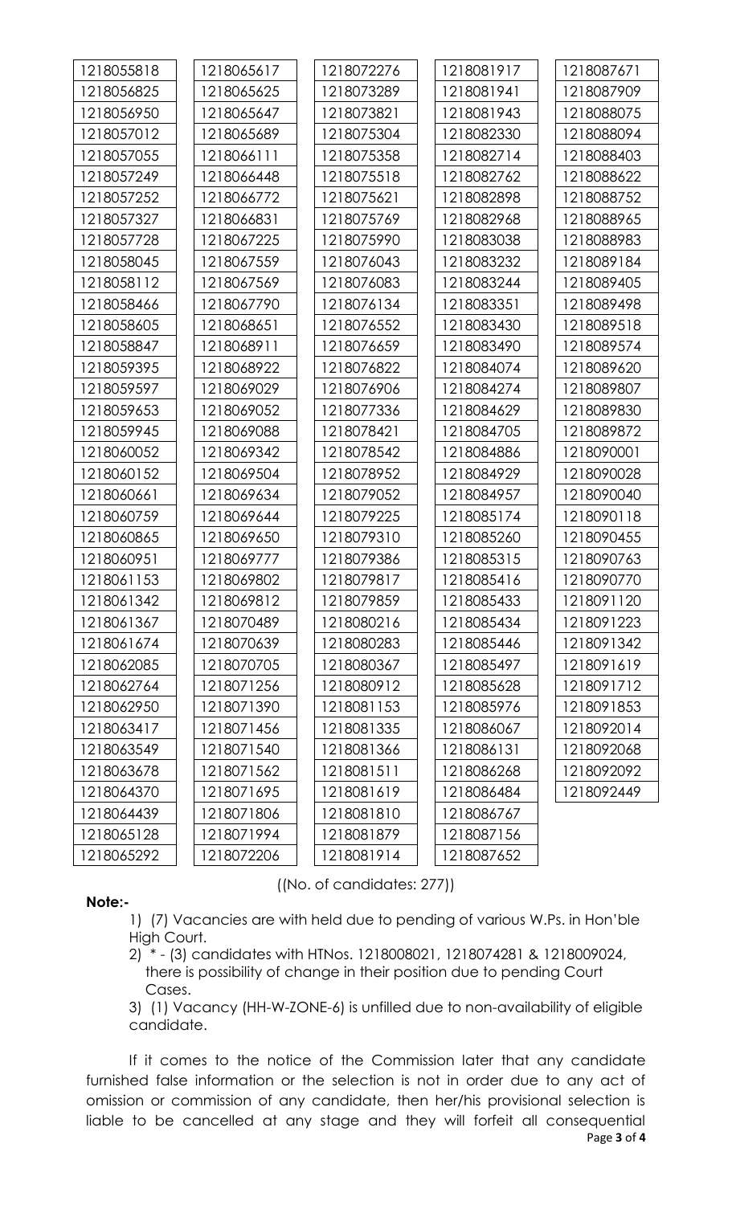| | | | | |
|---|---|---|---|---|
| 1218055818 | 1218065617 | 1218072276 | 1218081917 | 1218087671 |
| 1218056825 | 1218065625 | 1218073289 | 1218081941 | 1218087909 |
| 1218056950 | 1218065647 | 1218073821 | 1218081943 | 1218088075 |
| 1218057012 | 1218065689 | 1218075304 | 1218082330 | 1218088094 |
| 1218057055 | 1218066111 | 1218075358 | 1218082714 | 1218088403 |
| 1218057249 | 1218066448 | 1218075518 | 1218082762 | 1218088622 |
| 1218057252 | 1218066772 | 1218075621 | 1218082898 | 1218088752 |
| 1218057327 | 1218066831 | 1218075769 | 1218082968 | 1218088965 |
| 1218057728 | 1218067225 | 1218075990 | 1218083038 | 1218088983 |
| 1218058045 | 1218067559 | 1218076043 | 1218083232 | 1218089184 |
| 1218058112 | 1218067569 | 1218076083 | 1218083244 | 1218089405 |
| 1218058466 | 1218067790 | 1218076134 | 1218083351 | 1218089498 |
| 1218058605 | 1218068651 | 1218076552 | 1218083430 | 1218089518 |
| 1218058847 | 1218068911 | 1218076659 | 1218083490 | 1218089574 |
| 1218059395 | 1218068922 | 1218076822 | 1218084074 | 1218089620 |
| 1218059597 | 1218069029 | 1218076906 | 1218084274 | 1218089807 |
| 1218059653 | 1218069052 | 1218077336 | 1218084629 | 1218089830 |
| 1218059945 | 1218069088 | 1218078421 | 1218084705 | 1218089872 |
| 1218060052 | 1218069342 | 1218078542 | 1218084886 | 1218090001 |
| 1218060152 | 1218069504 | 1218078952 | 1218084929 | 1218090028 |
| 1218060661 | 1218069634 | 1218079052 | 1218084957 | 1218090040 |
| 1218060759 | 1218069644 | 1218079225 | 1218085174 | 1218090118 |
| 1218060865 | 1218069650 | 1218079310 | 1218085260 | 1218090455 |
| 1218060951 | 1218069777 | 1218079386 | 1218085315 | 1218090763 |
| 1218061153 | 1218069802 | 1218079817 | 1218085416 | 1218090770 |
| 1218061342 | 1218069812 | 1218079859 | 1218085433 | 1218091120 |
| 1218061367 | 1218070489 | 1218080216 | 1218085434 | 1218091223 |
| 1218061674 | 1218070639 | 1218080283 | 1218085446 | 1218091342 |
| 1218062085 | 1218070705 | 1218080367 | 1218085497 | 1218091619 |
| 1218062764 | 1218071256 | 1218080912 | 1218085628 | 1218091712 |
| 1218062950 | 1218071390 | 1218081153 | 1218085976 | 1218091853 |
| 1218063417 | 1218071456 | 1218081335 | 1218086067 | 1218092014 |
| 1218063549 | 1218071540 | 1218081366 | 1218086131 | 1218092068 |
| 1218063678 | 1218071562 | 1218081511 | 1218086268 | 1218092092 |
| 1218064370 | 1218071695 | 1218081619 | 1218086484 | 1218092449 |
| 1218064439 | 1218071806 | 1218081810 | 1218086767 | |
| 1218065128 | 1218071994 | 1218081879 | 1218087156 | |
| 1218065292 | 1218072206 | 1218081914 | 1218087652 | |

((No. of candidates: 277))

**Note:-**

1) (7) Vacancies are with held due to pending of various W.Ps. in Hon'ble High Court.

2) * - (3) candidates with HTNos. 1218008021, 1218074281 & 1218009024, there is possibility of change in their position due to pending Court Cases.

3) (1) Vacancy (HH-W-ZONE-6) is unfilled due to non-availability of eligible candidate.

If it comes to the notice of the Commission later that any candidate furnished false information or the selection is not in order due to any act of omission or commission of any candidate, then her/his provisional selection is liable to be cancelled at any stage and they will forfeit all consequential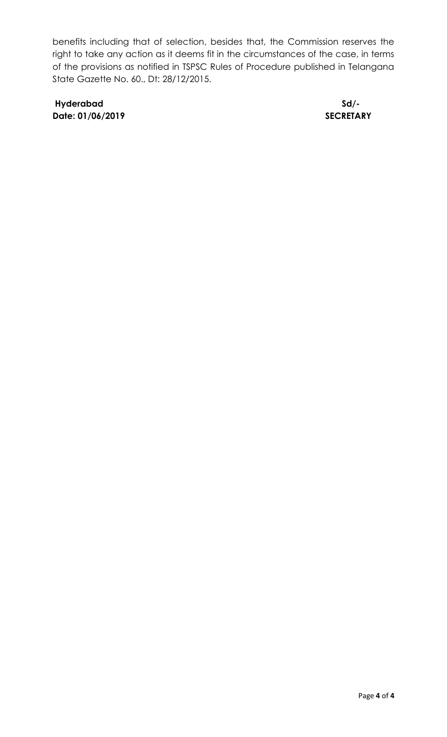benefits including that of selection, besides that, the Commission reserves the right to take any action as it deems fit in the circumstances of the case, in terms of the provisions as notified in TSPSC Rules of Procedure published in Telangana State Gazette No. 60., Dt: 28/12/2015.

**Hyderabad**
**Date: 01/06/2019**

**Sd/-**
**SECRETARY**